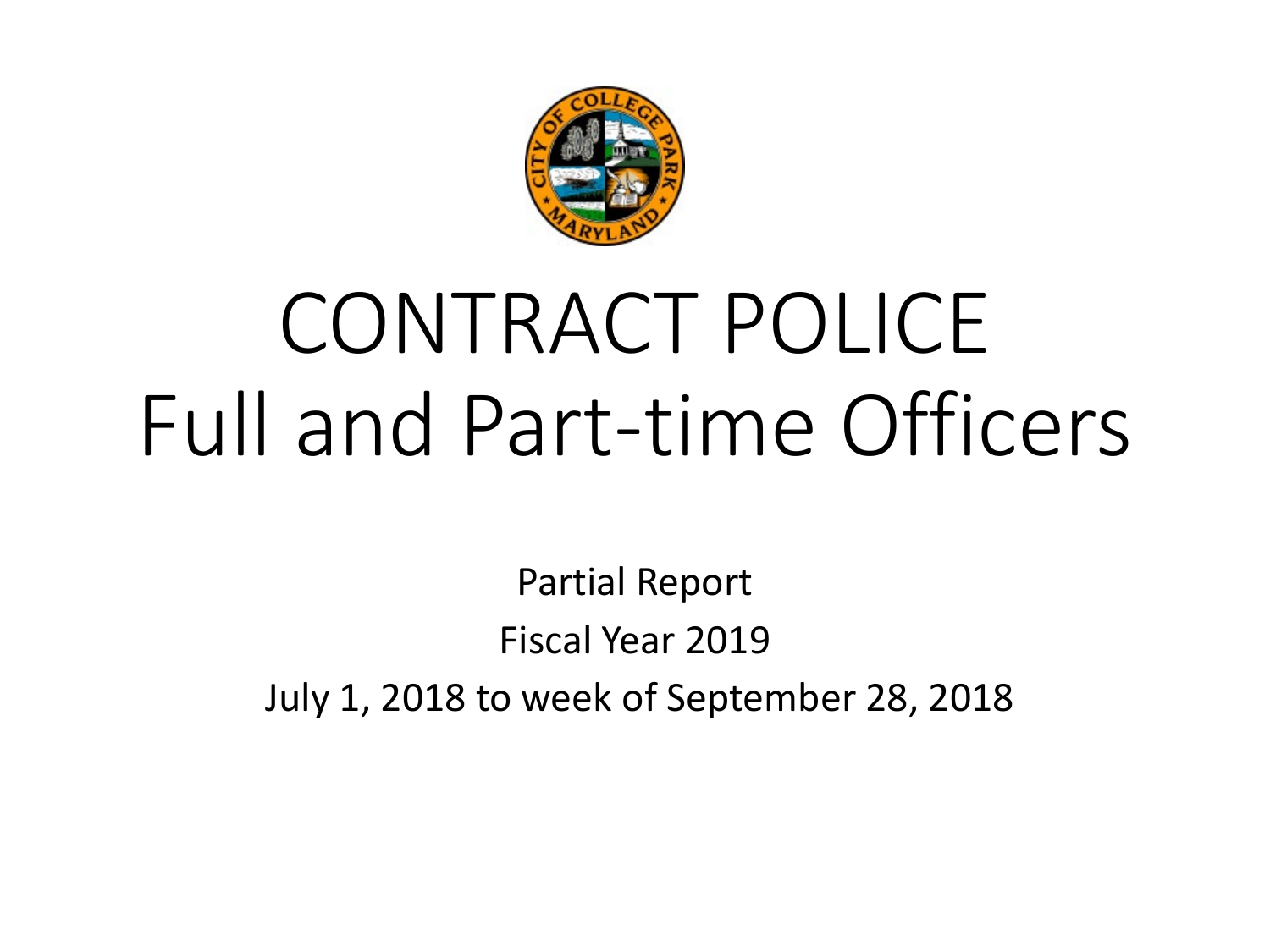# CONTRACT POLICE
# Full and Part-time Officers

Partial Report

Fiscal Year 2019

July 1, 2018 to week of September 28, 2018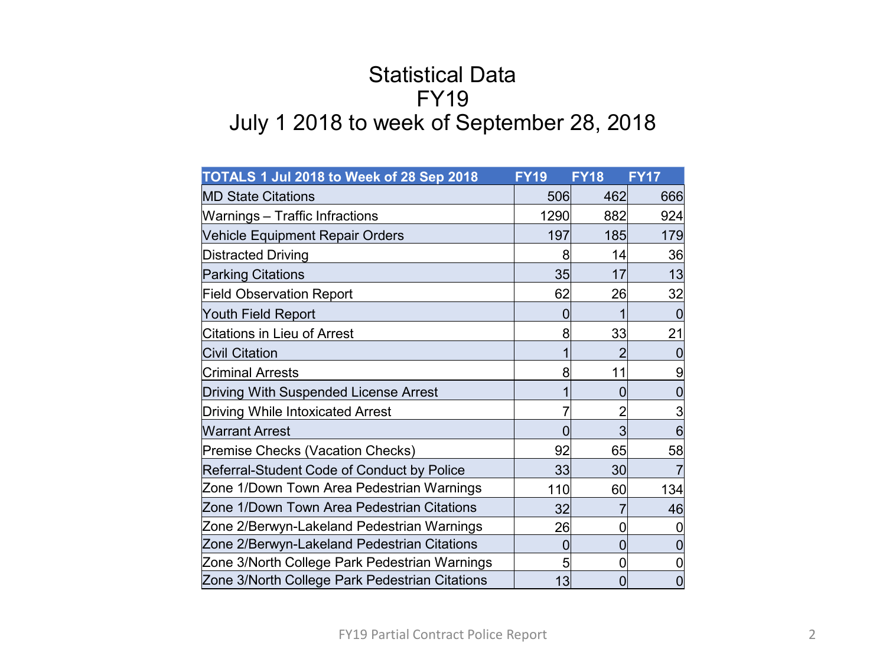# Statistical Data
# FY19
# July 1 2018 to week of September 28, 2018

| TOTALS 1 Jul 2018 to Week of 28 Sep 2018 | FY19 | FY18 | FY17 |
|---|---|---|---|
| MD State Citations | 506 | 462 | 666 |
| Warnings – Traffic Infractions | 1290 | 882 | 924 |
| Vehicle Equipment Repair Orders | 197 | 185 | 179 |
| Distracted Driving | 8 | 14 | 36 |
| Parking Citations | 35 | 17 | 13 |
| Field Observation Report | 62 | 26 | 32 |
| Youth Field Report | 0 | 1 | 0 |
| Citations in Lieu of Arrest | 8 | 33 | 21 |
| Civil Citation | 1 | 2 | 0 |
| Criminal Arrests | 8 | 11 | 9 |
| Driving With Suspended License Arrest | 1 | 0 | 0 |
| Driving While Intoxicated Arrest | 7 | 2 | 3 |
| Warrant Arrest | 0 | 3 | 6 |
| Premise Checks (Vacation Checks) | 92 | 65 | 58 |
| Referral-Student Code of Conduct by Police | 33 | 30 | 7 |
| Zone 1/Down Town Area Pedestrian Warnings | 110 | 60 | 134 |
| Zone 1/Down Town Area Pedestrian Citations | 32 | 7 | 46 |
| Zone 2/Berwyn-Lakeland Pedestrian Warnings | 26 | 0 | 0 |
| Zone 2/Berwyn-Lakeland Pedestrian Citations | 0 | 0 | 0 |
| Zone 3/North College Park Pedestrian Warnings | 5 | 0 | 0 |
| Zone 3/North College Park Pedestrian Citations | 13 | 0 | 0 |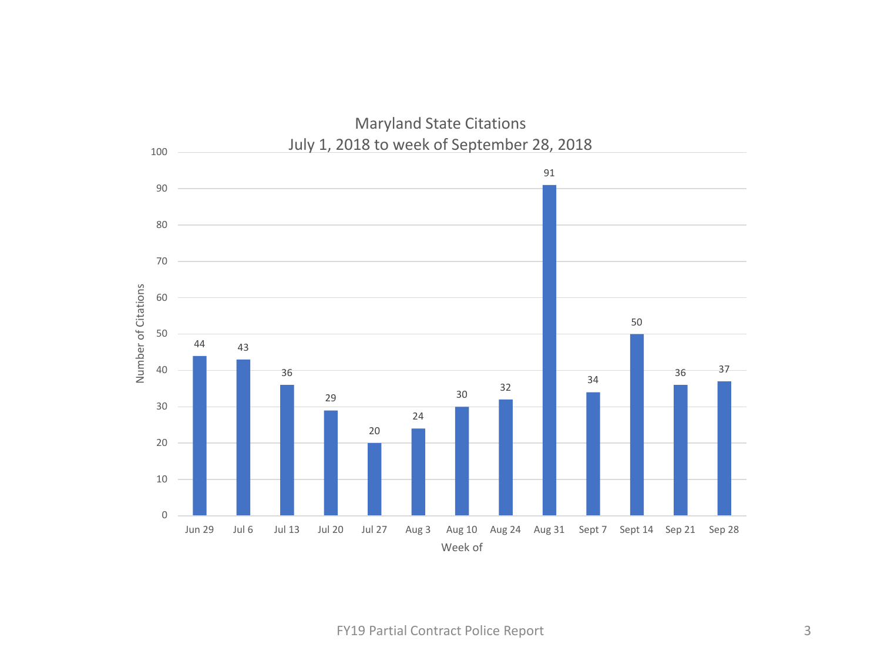## Maryland State Citations
### July 1, 2018 to week of September 28, 2018

| Week of | Number of Citations |
| --- | --- |
| Jun 29 | 44 |
| Jul 6 | 43 |
| Jul 13 | 36 |
| Jul 20 | 29 |
| Jul 27 | 20 |
| Aug 3 | 24 |
| Aug 10 | 30 |
| Aug 24 | 32 |
| Aug 31 | 91 |
| Sept 7 | 34 |
| Sept 14 | 50 |
| Sep 21 | 36 |
| Sep 28 | 37 |

FY19 Partial Contract Police Report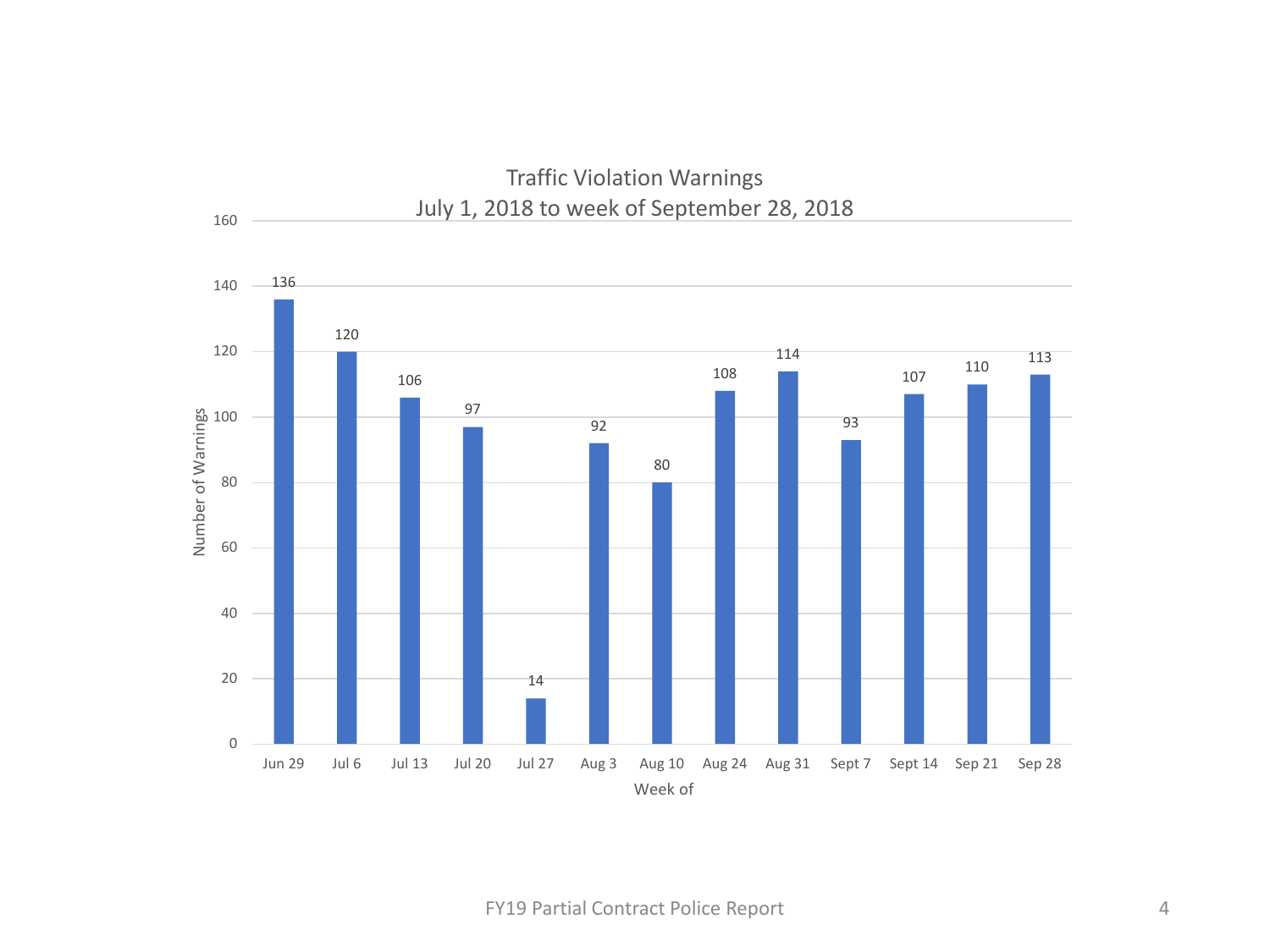## Traffic Violation Warnings
### July 1, 2018 to week of September 28, 2018

| Week of | Number of Warnings |
| --- | --- |
| Jun 29 | 136 |
| Jul 6 | 120 |
| Jul 13 | 106 |
| Jul 20 | 97 |
| Jul 27 | 14 |
| Aug 3 | 92 |
| Aug 10 | 80 |
| Aug 24 | 108 |
| Aug 31 | 114 |
| Sept 7 | 93 |
| Sept 14 | 107 |
| Sep 21 | 110 |
| Sep 28 | 113 |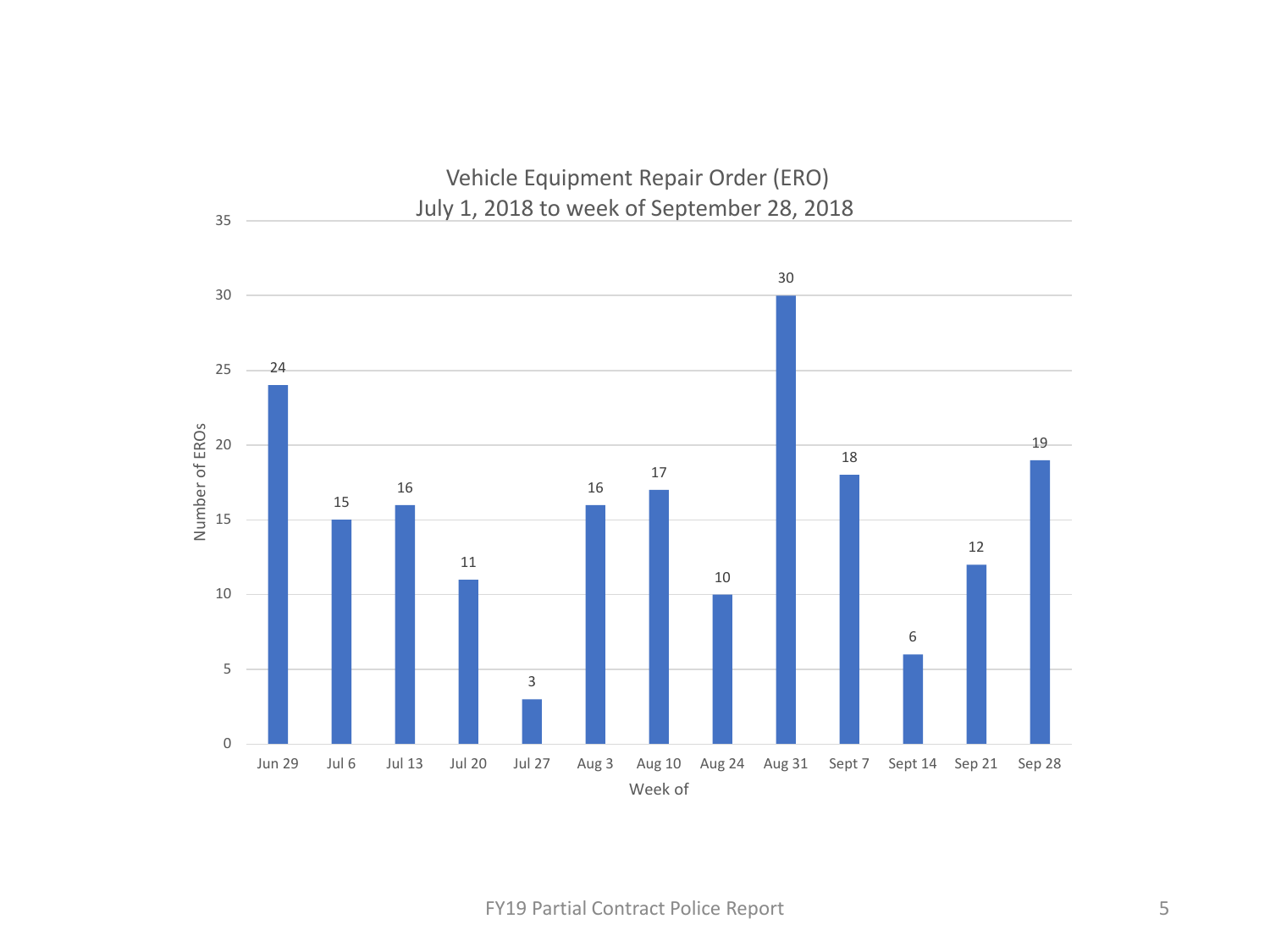## Vehicle Equipment Repair Order (ERO)
### July 1, 2018 to week of September 28, 2018

| Week of | Number of EROs |
|---|---|
| Jun 29 | 24 |
| Jul 6 | 15 |
| Jul 13 | 16 |
| Jul 20 | 11 |
| Jul 27 | 3 |
| Aug 3 | 16 |
| Aug 10 | 17 |
| Aug 24 | 10 |
| Aug 31 | 30 |
| Sept 7 | 18 |
| Sept 14 | 6 |
| Sep 21 | 12 |
| Sep 28 | 19 |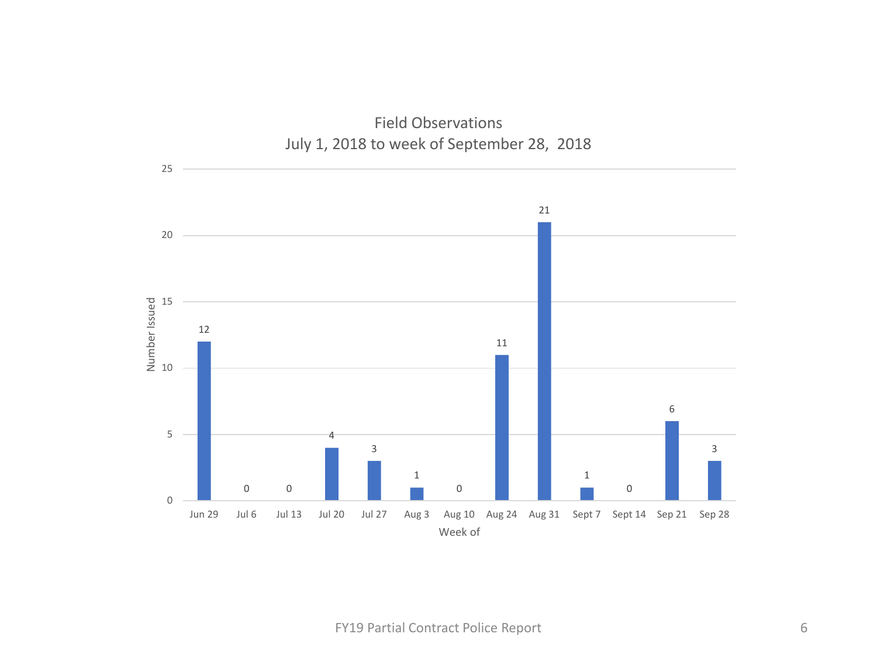## Field Observations

July 1, 2018 to week of September 28, 2018

| Week of | Number Issued |
| --- | --- |
| Jun 29 | 12 |
| Jul 6 | 0 |
| Jul 13 | 0 |
| Jul 20 | 4 |
| Jul 27 | 3 |
| Aug 3 | 1 |
| Aug 10 | 0 |
| Aug 24 | 11 |
| Aug 31 | 21 |
| Sept 7 | 1 |
| Sept 14 | 0 |
| Sep 21 | 6 |
| Sep 28 | 3 |

FY19 Partial Contract Police Report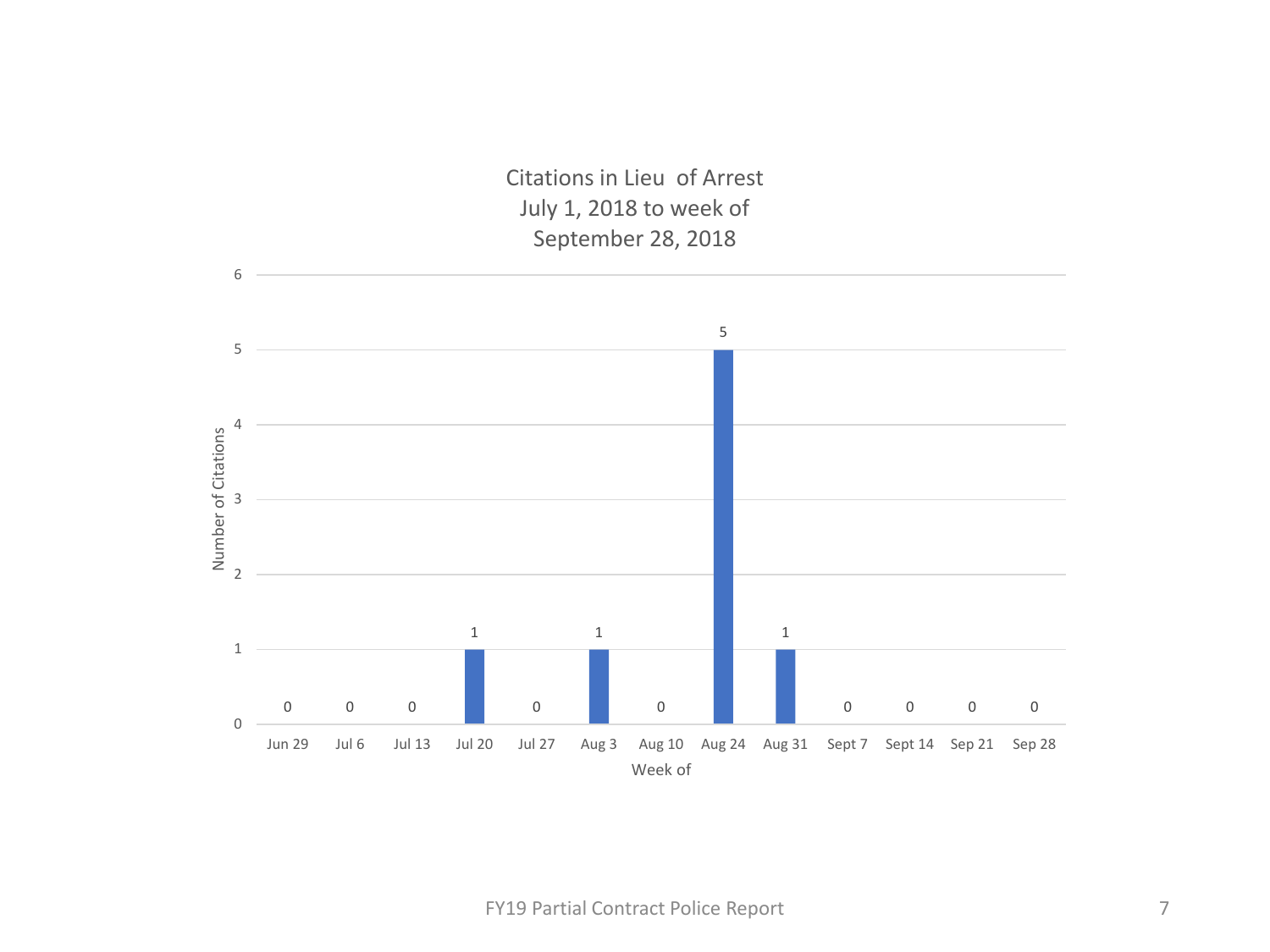## Citations in Lieu of Arrest
## July 1, 2018 to week of September 28, 2018

| Week of | Number of Citations |
|---|---|
| Jun 29 | 0 |
| Jul 6 | 0 |
| Jul 13 | 0 |
| Jul 20 | 1 |
| Jul 27 | 0 |
| Aug 3 | 1 |
| Aug 10 | 0 |
| Aug 24 | 5 |
| Aug 31 | 1 |
| Sept 7 | 0 |
| Sept 14 | 0 |
| Sep 21 | 0 |
| Sep 28 | 0 |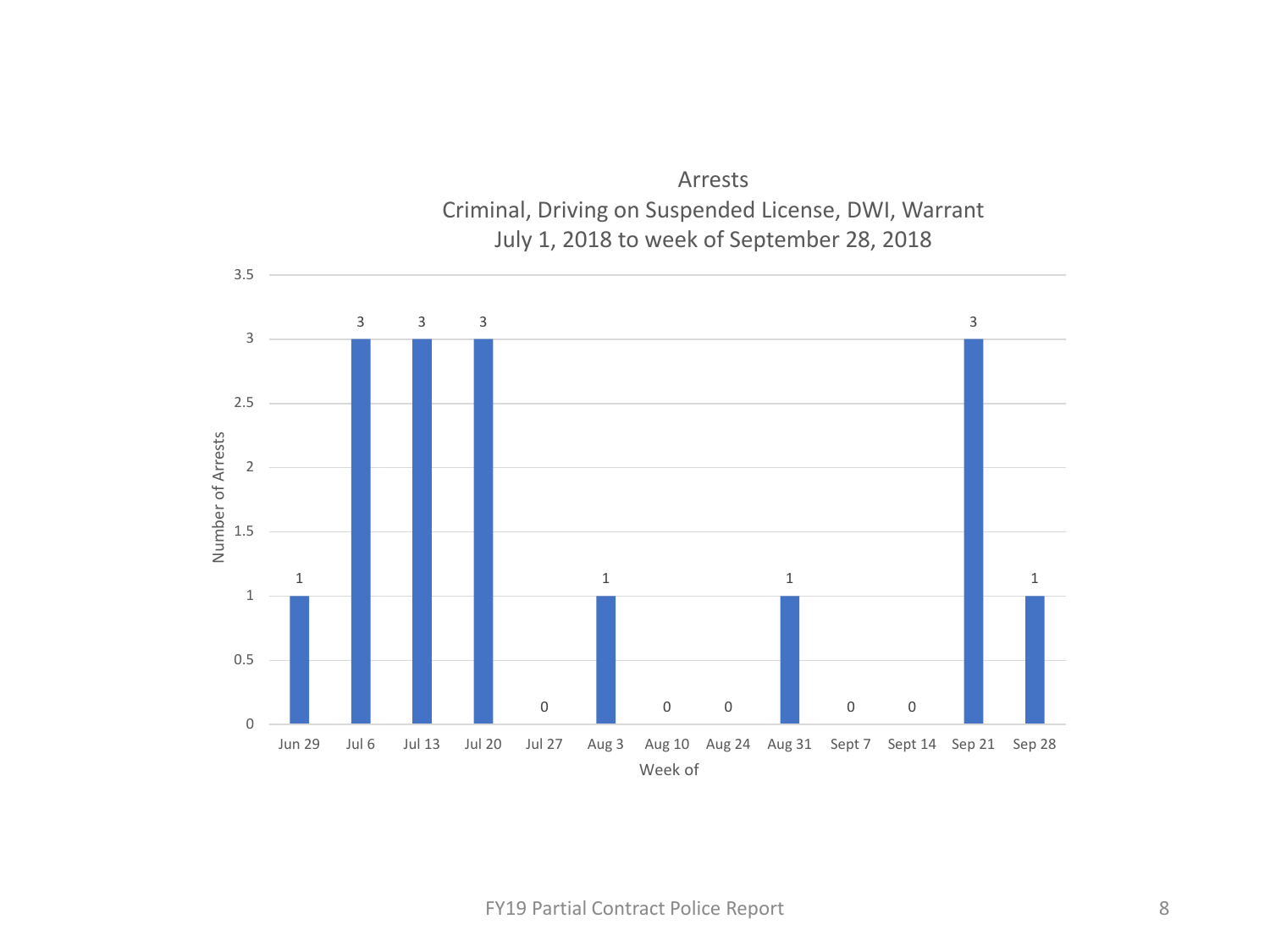## Arrests
### Criminal, Driving on Suspended License, DWI, Warrant
### July 1, 2018 to week of September 28, 2018

| Week of | Number of Arrests |
|---|---|
| Jun 29 | 1 |
| Jul 6 | 3 |
| Jul 13 | 3 |
| Jul 20 | 3 |
| Jul 27 | 0 |
| Aug 3 | 1 |
| Aug 10 | 0 |
| Aug 24 | 0 |
| Aug 31 | 1 |
| Sept 7 | 0 |
| Sept 14 | 0 |
| Sep 21 | 3 |
| Sep 28 | 1 |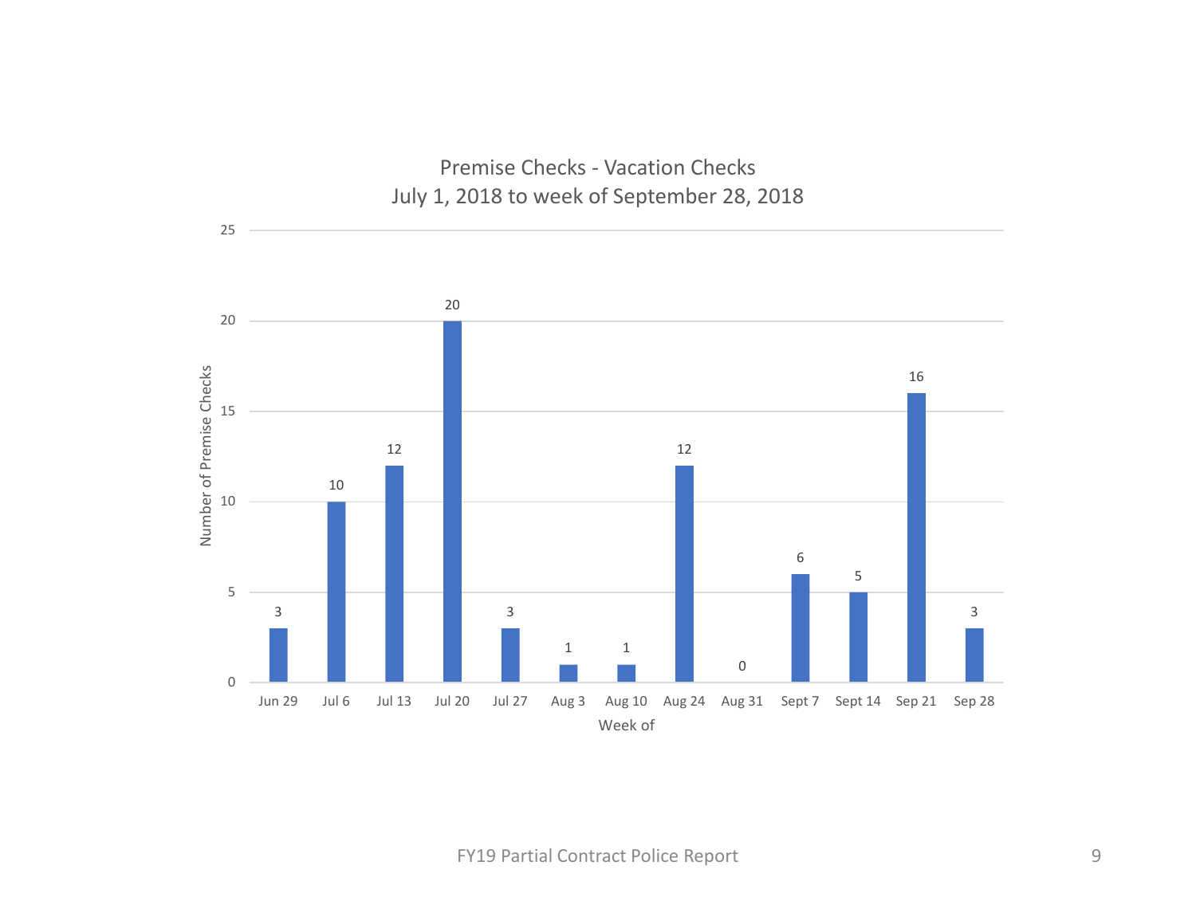## Premise Checks - Vacation Checks
July 1, 2018 to week of September 28, 2018

| Week of | Number of Premise Checks |
|---|---|
| Jun 29 | 3 |
| Jul 6 | 10 |
| Jul 13 | 12 |
| Jul 20 | 20 |
| Jul 27 | 3 |
| Aug 3 | 1 |
| Aug 10 | 1 |
| Aug 24 | 12 |
| Aug 31 | 0 |
| Sept 7 | 6 |
| Sept 14 | 5 |
| Sep 21 | 16 |
| Sep 28 | 3 |

FY19 Partial Contract Police Report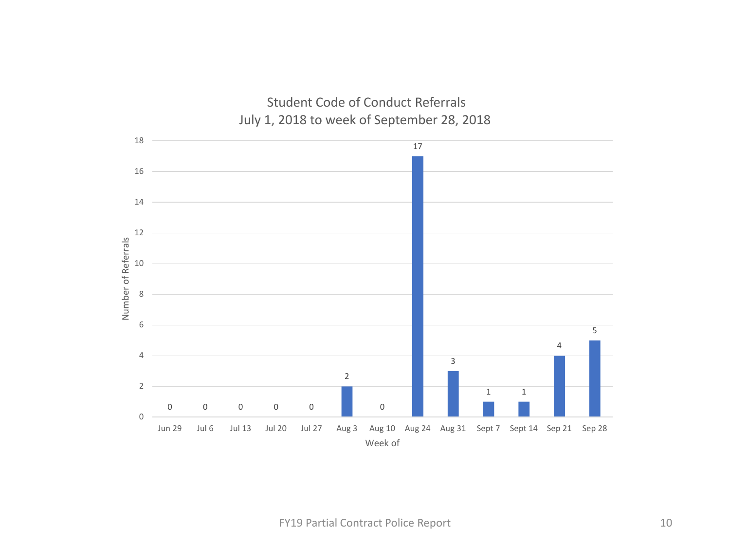## Student Code of Conduct Referrals
### July 1, 2018 to week of September 28, 2018

| Week of | Number of Referrals |
| --- | --- |
| Jun 29 | 0 |
| Jul 6 | 0 |
| Jul 13 | 0 |
| Jul 20 | 0 |
| Jul 27 | 0 |
| Aug 3 | 2 |
| Aug 10 | 0 |
| Aug 24 | 17 |
| Aug 31 | 3 |
| Sept 7 | 1 |
| Sept 14 | 1 |
| Sep 21 | 4 |
| Sep 28 | 5 |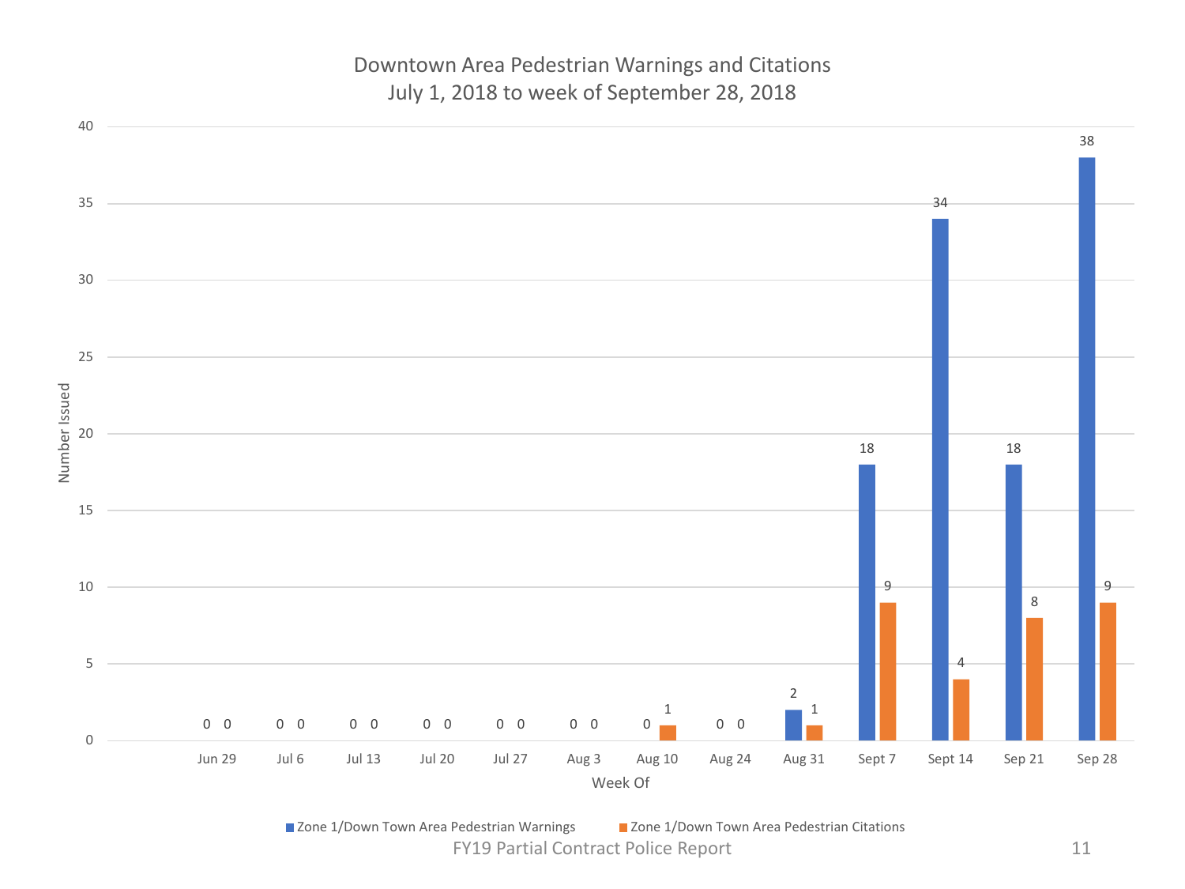## Downtown Area Pedestrian Warnings and Citations
### July 1, 2018 to week of September 28, 2018

| Week Of | Zone 1/Down Town Area Pedestrian Warnings | Zone 1/Down Town Area Pedestrian Citations |
|---|---|---|
| Jun 29 | 0 | 0 |
| Jul 6 | 0 | 0 |
| Jul 13 | 0 | 0 |
| Jul 20 | 0 | 0 |
| Jul 27 | 0 | 0 |
| Aug 3 | 0 | 0 |
| Aug 10 | 0 | 1 |
| Aug 24 | 0 | 0 |
| Aug 31 | 2 | 1 |
| Sept 7 | 18 | 9 |
| Sept 14 | 34 | 4 |
| Sep 21 | 18 | 8 |
| Sep 28 | 38 | 9 |

Number Issued

FY19 Partial Contract Police Report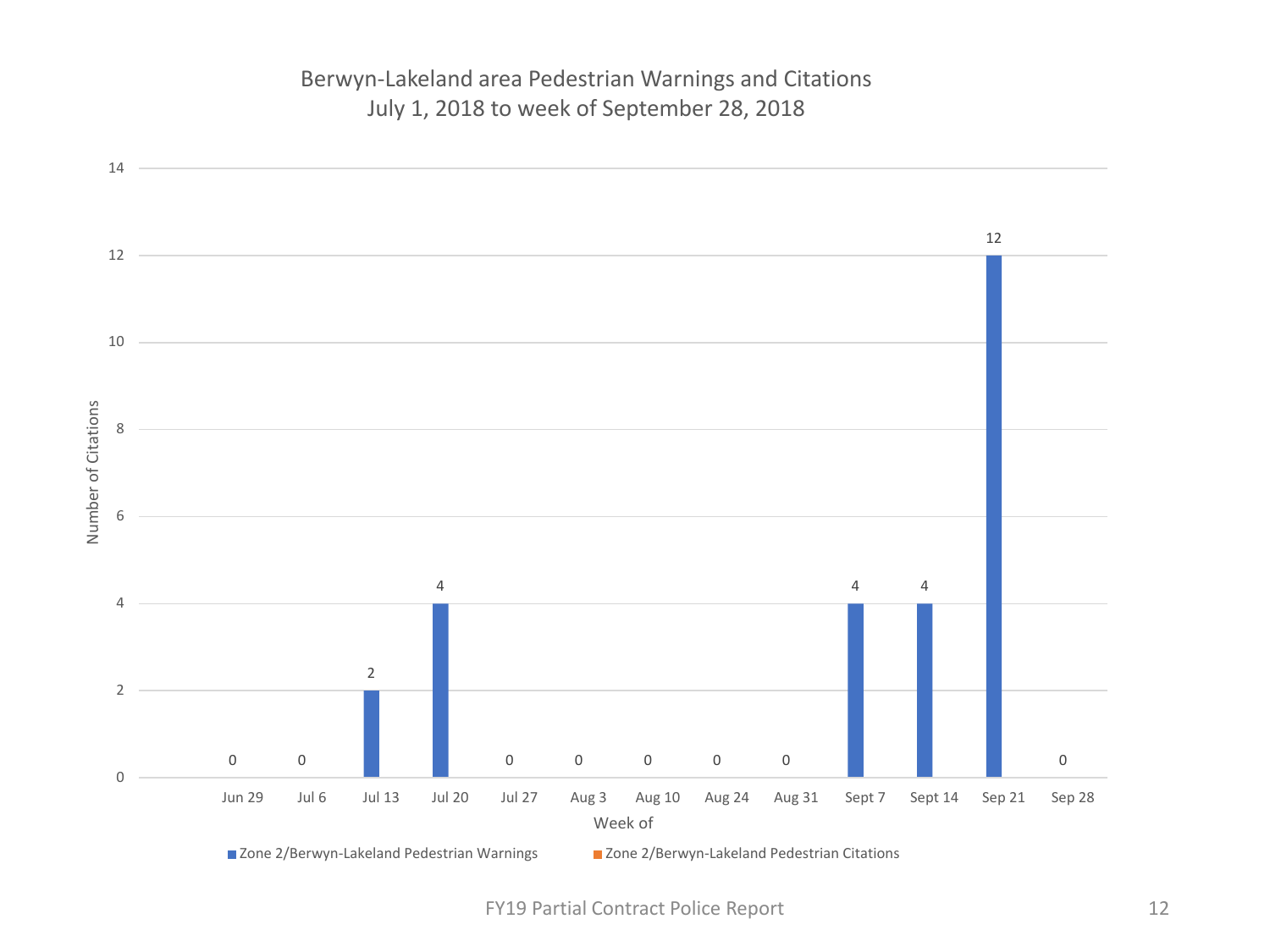## Berwyn-Lakeland area Pedestrian Warnings and Citations
July 1, 2018 to week of September 28, 2018

| Week of | Zone 2/Berwyn-Lakeland Pedestrian Warnings | Zone 2/Berwyn-Lakeland Pedestrian Citations |
| --- | --- | --- |
| Jun 29 | 0 | |
| Jul 6 | 0 | |
| Jul 13 | 2 | |
| Jul 20 | 4 | |
| Jul 27 | 0 | |
| Aug 3 | 0 | |
| Aug 10 | 0 | |
| Aug 24 | 0 | |
| Aug 31 | 0 | |
| Sept 7 | 4 | |
| Sept 14 | 4 | |
| Sep 21 | 12 | |
| Sep 28 | 0 | |

Y-axis: Number of Citations

X-axis: Week of

FY19 Partial Contract Police Report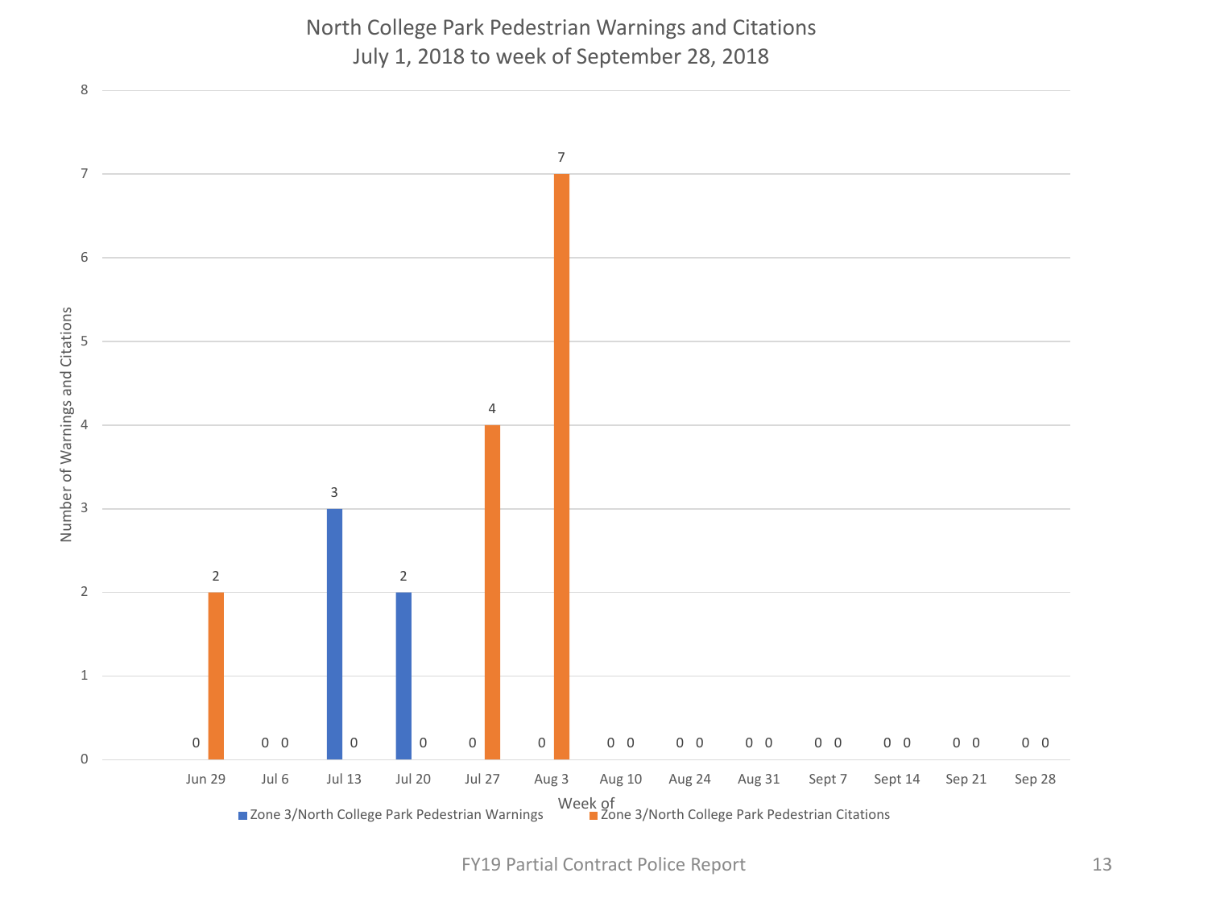North College Park Pedestrian Warnings and Citations
July 1, 2018 to week of September 28, 2018

Number of Warnings and Citations

8
7
6
5
4
3
2
1
0

0 2
0 0
3 0
2 0
0 4
0 7
0 0
0 0
0 0
0 0
0 0
0 0
0 0

Jun 29 Jul 6 Jul 13 Jul 20 Jul 27 Aug 3 Aug 10 Aug 24 Aug 31 Sept 7 Sept 14 Sep 21 Sep 28

Week of

Zone 3/North College Park Pedestrian Warnings
Zone 3/North College Park Pedestrian Citations

FY19 Partial Contract Police Report